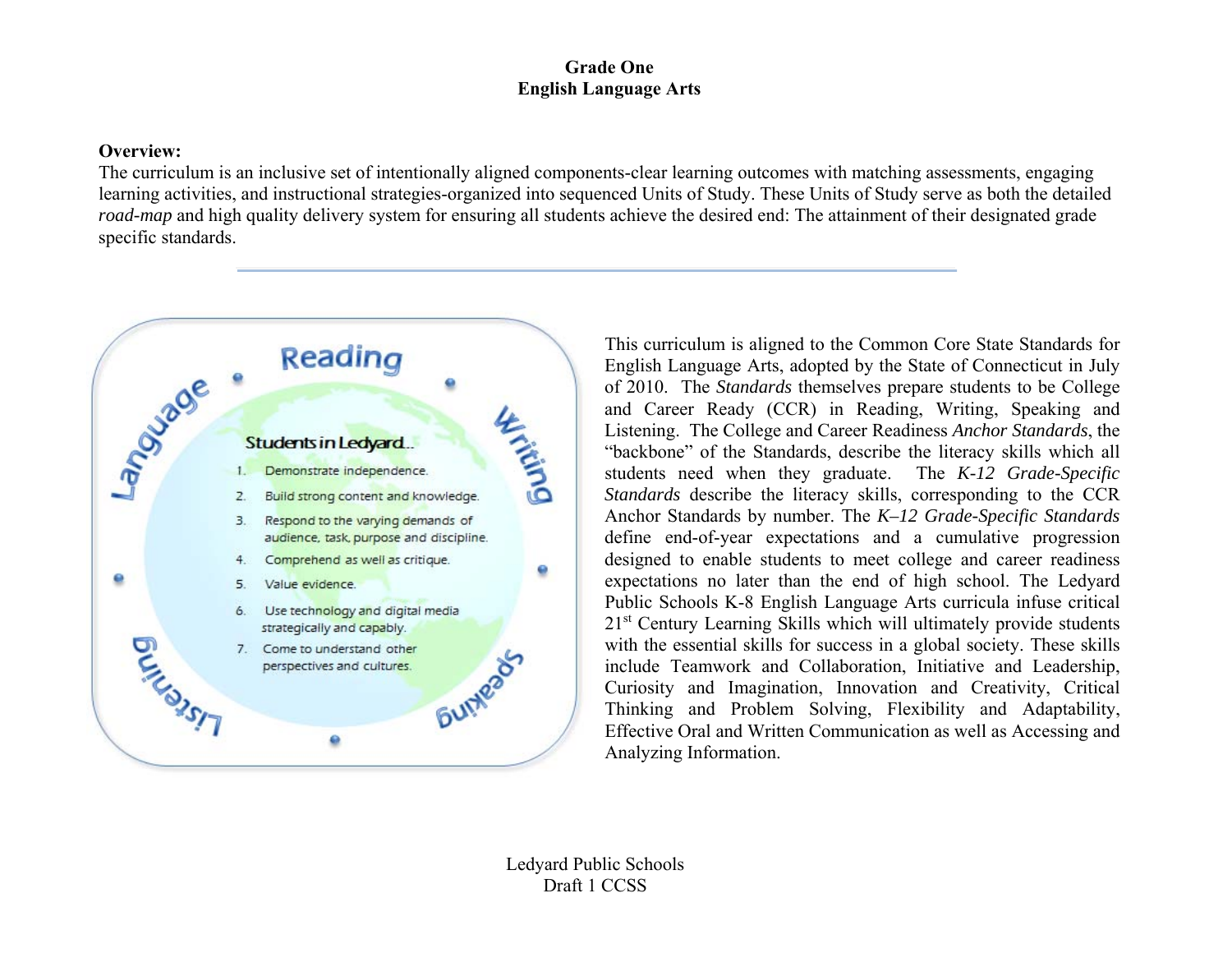# Grade One
## English Language Arts

**Overview:**
The curriculum is an inclusive set of intentionally aligned components-clear learning outcomes with matching assessments, engaging learning activities, and instructional strategies-organized into sequenced Units of Study. These Units of Study serve as both the detailed *road-map* and high quality delivery system for ensuring all students achieve the desired end: The attainment of their designated grade specific standards.

---

Reading · Writing · Speaking · Listening · Language

**Students in Ledyard...**

1. Demonstrate independence.
2. Build strong content and knowledge.
3. Respond to the varying demands of audience, task, purpose and discipline.
4. Comprehend as well as critique.
5. Value evidence.
6. Use technology and digital media strategically and capably.
7. Come to understand other perspectives and cultures.

This curriculum is aligned to the Common Core State Standards for English Language Arts, adopted by the State of Connecticut in July of 2010. The *Standards* themselves prepare students to be College and Career Ready (CCR) in Reading, Writing, Speaking and Listening. The College and Career Readiness *Anchor Standards*, the "backbone" of the Standards, describe the literacy skills which all students need when they graduate. The *K-12 Grade-Specific Standards* describe the literacy skills, corresponding to the CCR Anchor Standards by number. The *K–12 Grade-Specific Standards* define end-of-year expectations and a cumulative progression designed to enable students to meet college and career readiness expectations no later than the end of high school. The Ledyard Public Schools K-8 English Language Arts curricula infuse critical 21st Century Learning Skills which will ultimately provide students with the essential skills for success in a global society. These skills include Teamwork and Collaboration, Initiative and Leadership, Curiosity and Imagination, Innovation and Creativity, Critical Thinking and Problem Solving, Flexibility and Adaptability, Effective Oral and Written Communication as well as Accessing and Analyzing Information.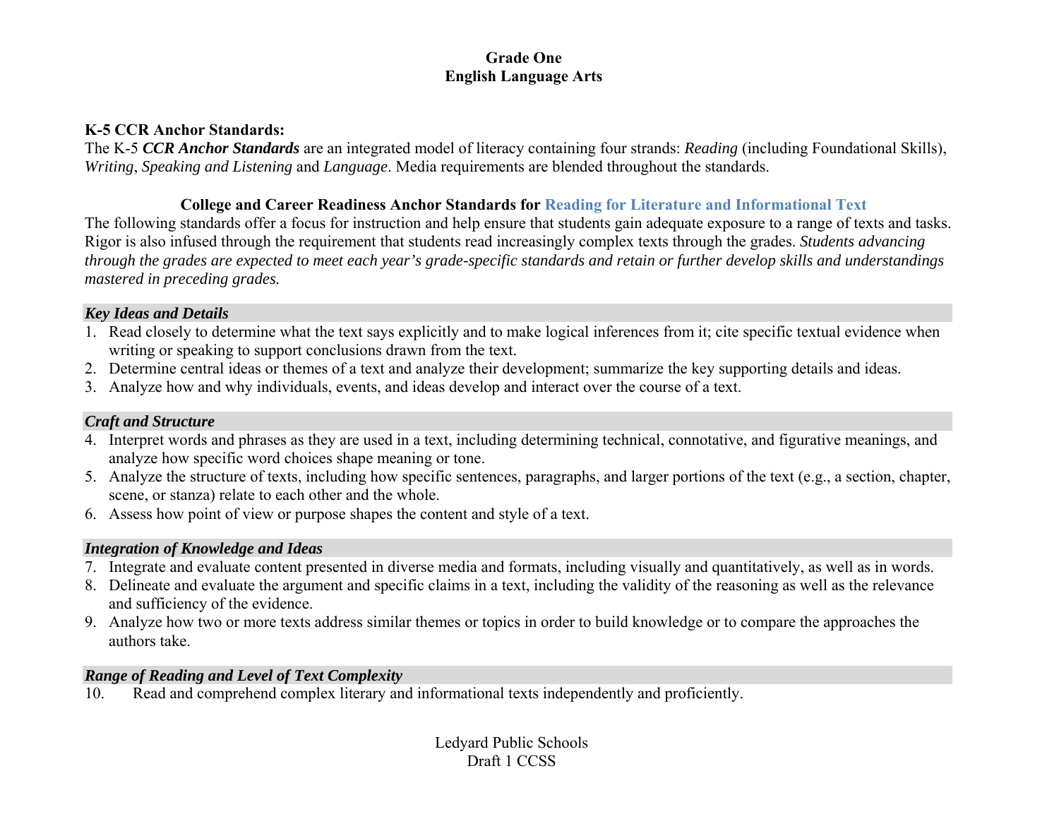**Grade One**
**English Language Arts**

**K-5 CCR Anchor Standards:**
The K-5 ***CCR Anchor Standards*** are an integrated model of literacy containing four strands: *Reading* (including Foundational Skills), *Writing*, *Speaking and Listening* and *Language*. Media requirements are blended throughout the standards.

## College and Career Readiness Anchor Standards for Reading for Literature and Informational Text

The following standards offer a focus for instruction and help ensure that students gain adequate exposure to a range of texts and tasks. Rigor is also infused through the requirement that students read increasingly complex texts through the grades. *Students advancing through the grades are expected to meet each year's grade-specific standards and retain or further develop skills and understandings mastered in preceding grades.*

### *Key Ideas and Details*

1. Read closely to determine what the text says explicitly and to make logical inferences from it; cite specific textual evidence when writing or speaking to support conclusions drawn from the text.
2. Determine central ideas or themes of a text and analyze their development; summarize the key supporting details and ideas.
3. Analyze how and why individuals, events, and ideas develop and interact over the course of a text.

### *Craft and Structure*

4. Interpret words and phrases as they are used in a text, including determining technical, connotative, and figurative meanings, and analyze how specific word choices shape meaning or tone.
5. Analyze the structure of texts, including how specific sentences, paragraphs, and larger portions of the text (e.g., a section, chapter, scene, or stanza) relate to each other and the whole.
6. Assess how point of view or purpose shapes the content and style of a text.

### *Integration of Knowledge and Ideas*

7. Integrate and evaluate content presented in diverse media and formats, including visually and quantitatively, as well as in words.
8. Delineate and evaluate the argument and specific claims in a text, including the validity of the reasoning as well as the relevance and sufficiency of the evidence.
9. Analyze how two or more texts address similar themes or topics in order to build knowledge or to compare the approaches the authors take.

### *Range of Reading and Level of Text Complexity*

10. Read and comprehend complex literary and informational texts independently and proficiently.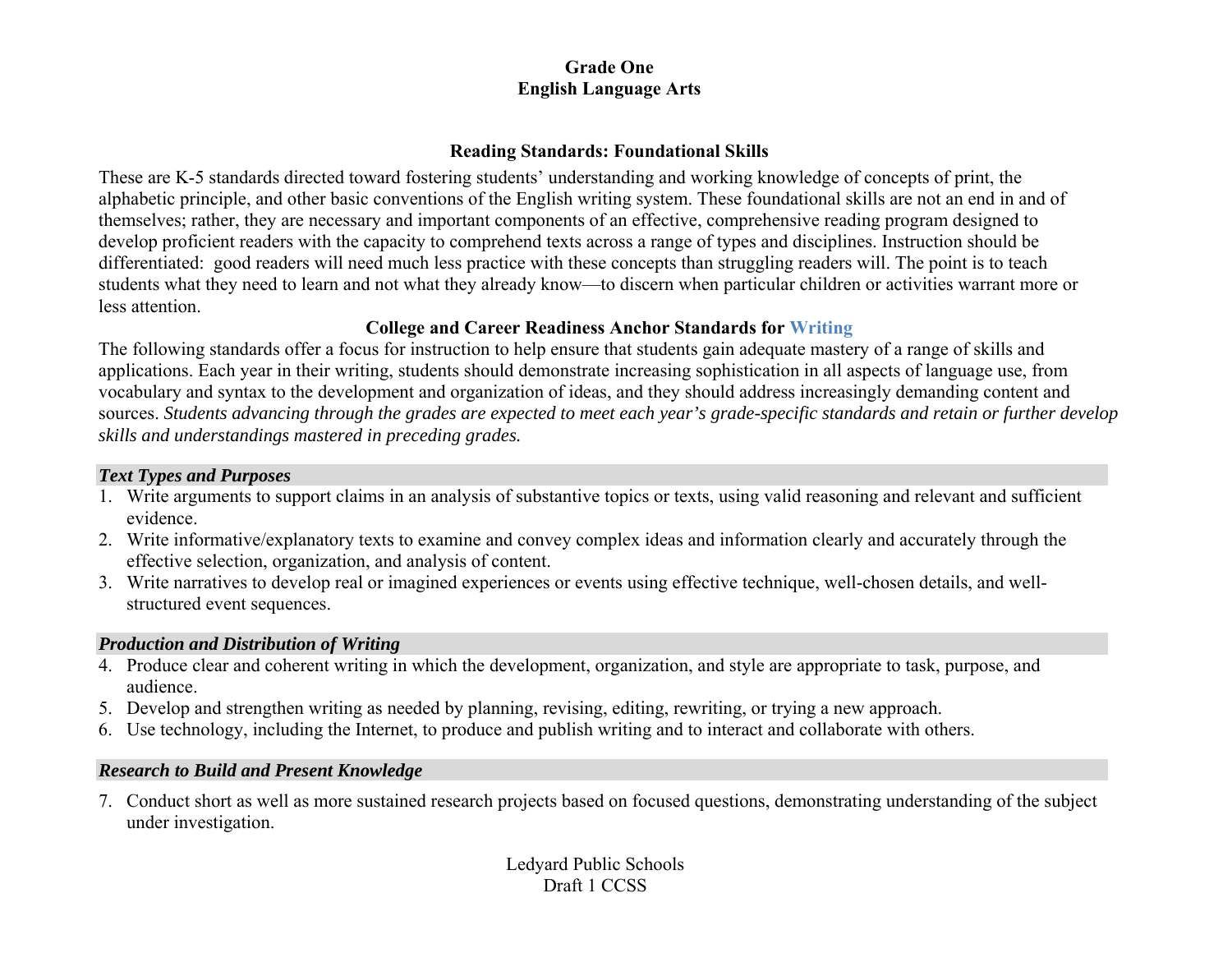# Grade One
# English Language Arts

## Reading Standards: Foundational Skills

These are K-5 standards directed toward fostering students' understanding and working knowledge of concepts of print, the alphabetic principle, and other basic conventions of the English writing system. These foundational skills are not an end in and of themselves; rather, they are necessary and important components of an effective, comprehensive reading program designed to develop proficient readers with the capacity to comprehend texts across a range of types and disciplines. Instruction should be differentiated: good readers will need much less practice with these concepts than struggling readers will. The point is to teach students what they need to learn and not what they already know—to discern when particular children or activities warrant more or less attention.

## College and Career Readiness Anchor Standards for Writing

The following standards offer a focus for instruction to help ensure that students gain adequate mastery of a range of skills and applications. Each year in their writing, students should demonstrate increasing sophistication in all aspects of language use, from vocabulary and syntax to the development and organization of ideas, and they should address increasingly demanding content and sources. *Students advancing through the grades are expected to meet each year's grade-specific standards and retain or further develop skills and understandings mastered in preceding grades.*

### *Text Types and Purposes*

1. Write arguments to support claims in an analysis of substantive topics or texts, using valid reasoning and relevant and sufficient evidence.
2. Write informative/explanatory texts to examine and convey complex ideas and information clearly and accurately through the effective selection, organization, and analysis of content.
3. Write narratives to develop real or imagined experiences or events using effective technique, well-chosen details, and well-structured event sequences.

### *Production and Distribution of Writing*

4. Produce clear and coherent writing in which the development, organization, and style are appropriate to task, purpose, and audience.
5. Develop and strengthen writing as needed by planning, revising, editing, rewriting, or trying a new approach.
6. Use technology, including the Internet, to produce and publish writing and to interact and collaborate with others.

### *Research to Build and Present Knowledge*

7. Conduct short as well as more sustained research projects based on focused questions, demonstrating understanding of the subject under investigation.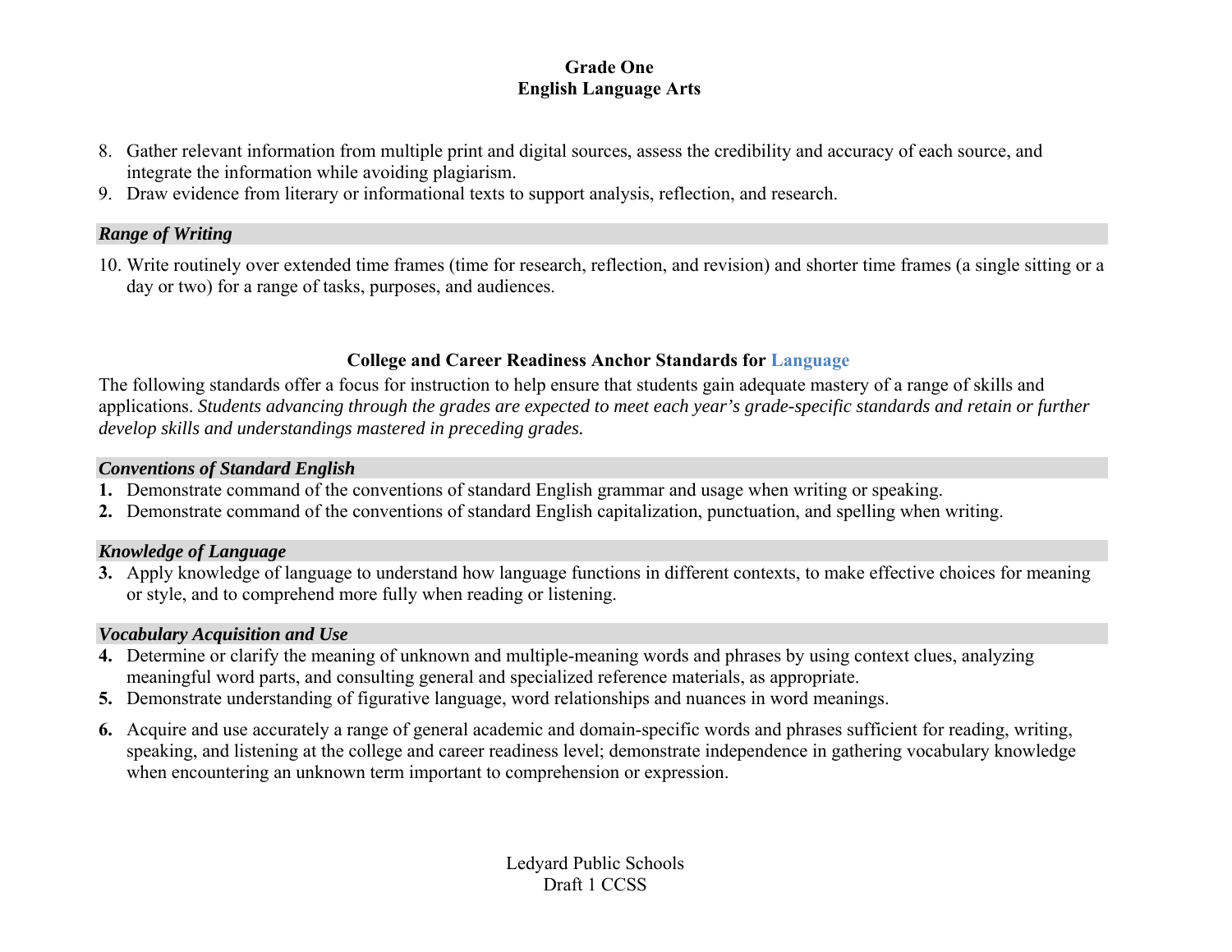8. Gather relevant information from multiple print and digital sources, assess the credibility and accuracy of each source, and integrate the information while avoiding plagiarism.
9. Draw evidence from literary or informational texts to support analysis, reflection, and research.

### *Range of Writing*

10. Write routinely over extended time frames (time for research, reflection, and revision) and shorter time frames (a single sitting or a day or two) for a range of tasks, purposes, and audiences.

## College and Career Readiness Anchor Standards for Language

The following standards offer a focus for instruction to help ensure that students gain adequate mastery of a range of skills and applications. *Students advancing through the grades are expected to meet each year's grade-specific standards and retain or further develop skills and understandings mastered in preceding grades.*

### *Conventions of Standard English*

**1.** Demonstrate command of the conventions of standard English grammar and usage when writing or speaking.

**2.** Demonstrate command of the conventions of standard English capitalization, punctuation, and spelling when writing.

### *Knowledge of Language*

**3.** Apply knowledge of language to understand how language functions in different contexts, to make effective choices for meaning or style, and to comprehend more fully when reading or listening.

### *Vocabulary Acquisition and Use*

**4.** Determine or clarify the meaning of unknown and multiple-meaning words and phrases by using context clues, analyzing meaningful word parts, and consulting general and specialized reference materials, as appropriate.

**5.** Demonstrate understanding of figurative language, word relationships and nuances in word meanings.

**6.** Acquire and use accurately a range of general academic and domain-specific words and phrases sufficient for reading, writing, speaking, and listening at the college and career readiness level; demonstrate independence in gathering vocabulary knowledge when encountering an unknown term important to comprehension or expression.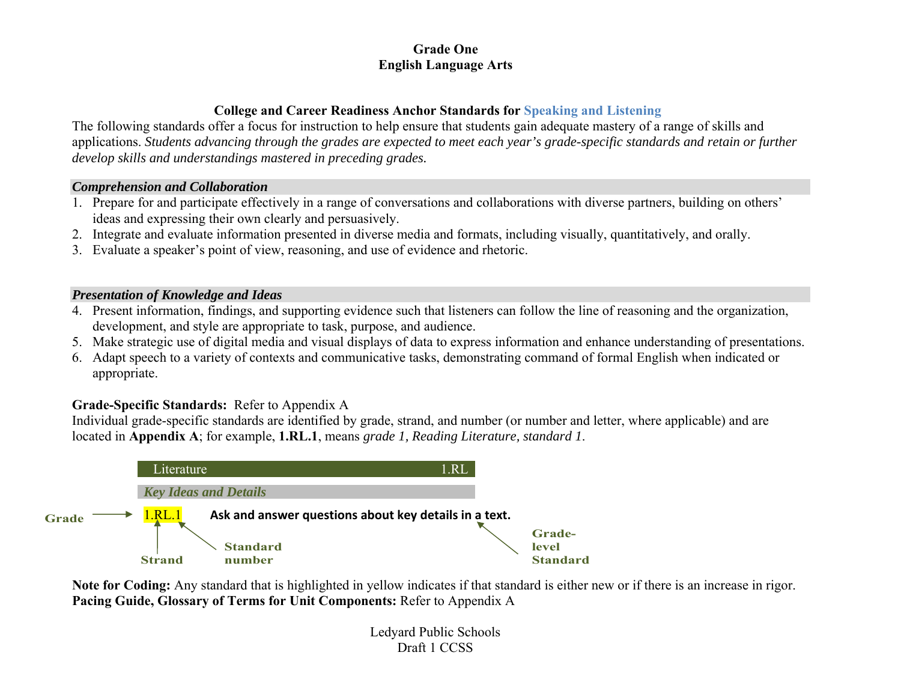**Grade One**
**English Language Arts**

**College and Career Readiness Anchor Standards for Speaking and Listening**

The following standards offer a focus for instruction to help ensure that students gain adequate mastery of a range of skills and applications. *Students advancing through the grades are expected to meet each year's grade-specific standards and retain or further develop skills and understandings mastered in preceding grades.*

***Comprehension and Collaboration***

1. Prepare for and participate effectively in a range of conversations and collaborations with diverse partners, building on others' ideas and expressing their own clearly and persuasively.
2. Integrate and evaluate information presented in diverse media and formats, including visually, quantitatively, and orally.
3. Evaluate a speaker's point of view, reasoning, and use of evidence and rhetoric.

***Presentation of Knowledge and Ideas***

4. Present information, findings, and supporting evidence such that listeners can follow the line of reasoning and the organization, development, and style are appropriate to task, purpose, and audience.
5. Make strategic use of digital media and visual displays of data to express information and enhance understanding of presentations.
6. Adapt speech to a variety of contexts and communicative tasks, demonstrating command of formal English when indicated or appropriate.

**Grade-Specific Standards:** Refer to Appendix A

Individual grade-specific standards are identified by grade, strand, and number (or number and letter, where applicable) and are located in **Appendix A**; for example, **1.RL.1**, means *grade 1, Reading Literature, standard 1*.

| Literature | 1.RL |
|---|---|
| ***Key Ideas and Details*** | |
| 1.RL.1 | **Ask and answer questions about key details in a text.** |

Grade → 1.RL.1; Strand; Standard number; Grade-level Standard

**Note for Coding:** Any standard that is highlighted in yellow indicates if that standard is either new or if there is an increase in rigor.
**Pacing Guide, Glossary of Terms for Unit Components:** Refer to Appendix A

Ledyard Public Schools
Draft 1 CCSS